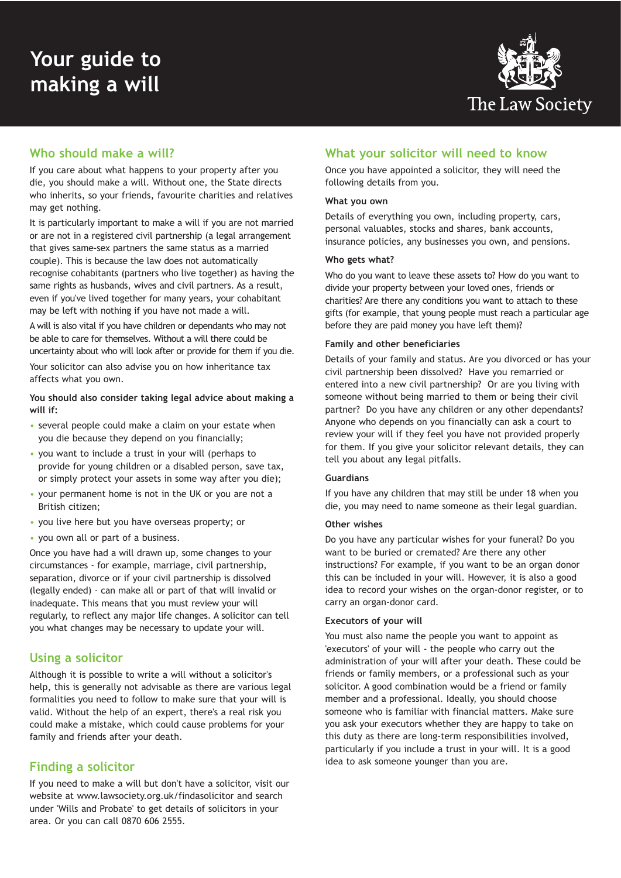# Your guide to making a will

The Law Society

## Who should make a will?

If you care about what happens to your property after you die, you should make a will. Without one, the State directs who inherits, so your friends, favourite charities and relatives may get nothing.

It is particularly important to make a will if you are not married or are not in a registered civil partnership (a legal arrangement that gives same-sex partners the same status as a married couple). This is because the law does not automatically recognise cohabitants (partners who live together) as having the same rights as husbands, wives and civil partners. As a result, even if you've lived together for many years, your cohabitant may be left with nothing if you have not made a will.

A will is also vital if you have children or dependants who may not be able to care for themselves. Without a will there could be uncertainty about who will look after or provide for them if you die.

Your solicitor can also advise you on how inheritance tax affects what you own.

**You should also consider taking legal advice about making a will if:**

- several people could make a claim on your estate when you die because they depend on you financially;
- you want to include a trust in your will (perhaps to provide for young children or a disabled person, save tax, or simply protect your assets in some way after you die);
- your permanent home is not in the UK or you are not a British citizen;
- you live here but you have overseas property; or
- you own all or part of a business.

Once you have had a will drawn up, some changes to your circumstances - for example, marriage, civil partnership, separation, divorce or if your civil partnership is dissolved (legally ended) - can make all or part of that will invalid or inadequate. This means that you must review your will regularly, to reflect any major life changes. A solicitor can tell you what changes may be necessary to update your will.

## Using a solicitor

Although it is possible to write a will without a solicitor's help, this is generally not advisable as there are various legal formalities you need to follow to make sure that your will is valid. Without the help of an expert, there's a real risk you could make a mistake, which could cause problems for your family and friends after your death.

## Finding a solicitor

If you need to make a will but don't have a solicitor, visit our website at www.lawsociety.org.uk/findasolicitor and search under 'Wills and Probate' to get details of solicitors in your area. Or you can call 0870 606 2555.

## What your solicitor will need to know

Once you have appointed a solicitor, they will need the following details from you.

### What you own

Details of everything you own, including property, cars, personal valuables, stocks and shares, bank accounts, insurance policies, any businesses you own, and pensions.

### Who gets what?

Who do you want to leave these assets to? How do you want to divide your property between your loved ones, friends or charities? Are there any conditions you want to attach to these gifts (for example, that young people must reach a particular age before they are paid money you have left them)?

### Family and other beneficiaries

Details of your family and status. Are you divorced or has your civil partnership been dissolved? Have you remarried or entered into a new civil partnership? Or are you living with someone without being married to them or being their civil partner? Do you have any children or any other dependants? Anyone who depends on you financially can ask a court to review your will if they feel you have not provided properly for them. If you give your solicitor relevant details, they can tell you about any legal pitfalls.

### Guardians

If you have any children that may still be under 18 when you die, you may need to name someone as their legal guardian.

### Other wishes

Do you have any particular wishes for your funeral? Do you want to be buried or cremated? Are there any other instructions? For example, if you want to be an organ donor this can be included in your will. However, it is also a good idea to record your wishes on the organ-donor register, or to carry an organ-donor card.

### Executors of your will

You must also name the people you want to appoint as 'executors' of your will - the people who carry out the administration of your will after your death. These could be friends or family members, or a professional such as your solicitor. A good combination would be a friend or family member and a professional. Ideally, you should choose someone who is familiar with financial matters. Make sure you ask your executors whether they are happy to take on this duty as there are long-term responsibilities involved, particularly if you include a trust in your will. It is a good idea to ask someone younger than you are.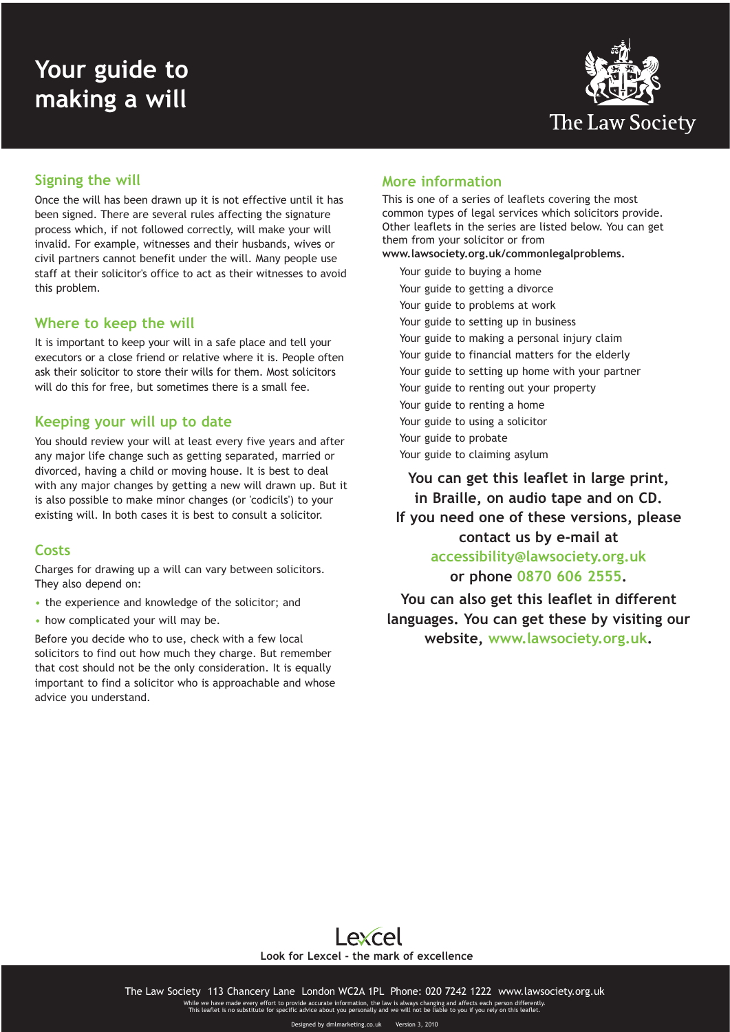# Your guide to making a will

The Law Society

## Signing the will

Once the will has been drawn up it is not effective until it has been signed. There are several rules affecting the signature process which, if not followed correctly, will make your will invalid. For example, witnesses and their husbands, wives or civil partners cannot benefit under the will. Many people use staff at their solicitor's office to act as their witnesses to avoid this problem.

## Where to keep the will

It is important to keep your will in a safe place and tell your executors or a close friend or relative where it is. People often ask their solicitor to store their wills for them. Most solicitors will do this for free, but sometimes there is a small fee.

## Keeping your will up to date

You should review your will at least every five years and after any major life change such as getting separated, married or divorced, having a child or moving house. It is best to deal with any major changes by getting a new will drawn up. But it is also possible to make minor changes (or 'codicils') to your existing will. In both cases it is best to consult a solicitor.

## Costs

Charges for drawing up a will can vary between solicitors. They also depend on:

- the experience and knowledge of the solicitor; and
- how complicated your will may be.

Before you decide who to use, check with a few local solicitors to find out how much they charge. But remember that cost should not be the only consideration. It is equally important to find a solicitor who is approachable and whose advice you understand.

## More information

This is one of a series of leaflets covering the most common types of legal services which solicitors provide. Other leaflets in the series are listed below. You can get them from your solicitor or from **www.lawsociety.org.uk/commonlegalproblems.**

Your guide to buying a home
Your guide to getting a divorce
Your guide to problems at work
Your guide to setting up in business
Your guide to making a personal injury claim
Your guide to financial matters for the elderly
Your guide to setting up home with your partner
Your guide to renting out your property
Your guide to renting a home
Your guide to using a solicitor
Your guide to probate
Your guide to claiming asylum

**You can get this leaflet in large print, in Braille, on audio tape and on CD. If you need one of these versions, please contact us by e-mail at accessibility@lawsociety.org.uk or phone 0870 606 2555.**

**You can also get this leaflet in different languages. You can get these by visiting our website, www.lawsociety.org.uk.**

Lexcel

**Look for Lexcel - the mark of excellence**

The Law Society 113 Chancery Lane London WC2A 1PL Phone: 020 7242 1222 www.lawsociety.org.uk

While we have made every effort to provide accurate information, the law is always changing and affects each person differently. This leaflet is no substitute for specific advice about you personally and we will not be liable to you if you rely on this leaflet.

Designed by dmlmarketing.co.uk Version 3, 2010